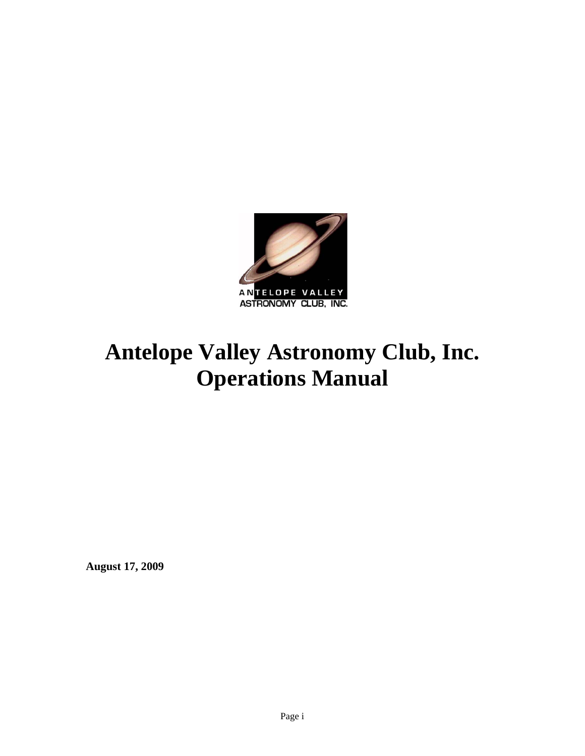# Antelope Valley Astronomy Club, Inc. Operations Manual

**August 17, 2009**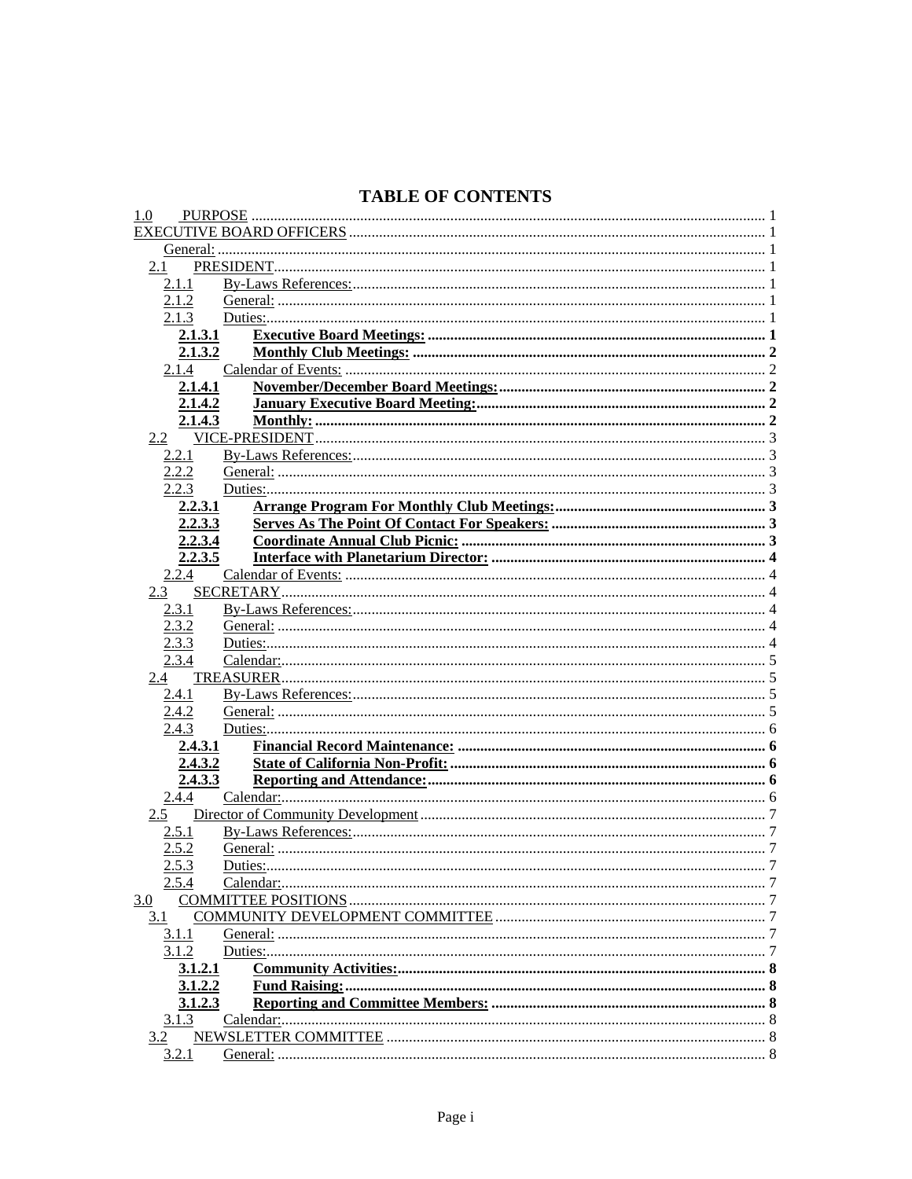# TABLE OF CONTENTS

1.0 PURPOSE ........ 1
EXECUTIVE BOARD OFFICERS ........ 1
General: ........ 1
2.1 PRESIDENT ........ 1
2.1.1 By-Laws References: ........ 1
2.1.2 General: ........ 1
2.1.3 Duties: ........ 1
**2.1.3.1 Executive Board Meetings: ........ 1**
**2.1.3.2 Monthly Club Meetings: ........ 2**
2.1.4 Calendar of Events: ........ 2
**2.1.4.1 November/December Board Meetings: ........ 2**
**2.1.4.2 January Executive Board Meeting: ........ 2**
**2.1.4.3 Monthly: ........ 2**
2.2 VICE-PRESIDENT ........ 3
2.2.1 By-Laws References: ........ 3
2.2.2 General: ........ 3
2.2.3 Duties: ........ 3
**2.2.3.1 Arrange Program For Monthly Club Meetings: ........ 3**
**2.2.3.3 Serves As The Point Of Contact For Speakers: ........ 3**
**2.2.3.4 Coordinate Annual Club Picnic: ........ 3**
**2.2.3.5 Interface with Planetarium Director: ........ 4**
2.2.4 Calendar of Events: ........ 4
2.3 SECRETARY ........ 4
2.3.1 By-Laws References: ........ 4
2.3.2 General: ........ 4
2.3.3 Duties: ........ 4
2.3.4 Calendar: ........ 5
2.4 TREASURER ........ 5
2.4.1 By-Laws References: ........ 5
2.4.2 General: ........ 5
2.4.3 Duties: ........ 6
**2.4.3.1 Financial Record Maintenance: ........ 6**
**2.4.3.2 State of California Non-Profit: ........ 6**
**2.4.3.3 Reporting and Attendance: ........ 6**
2.4.4 Calendar: ........ 6
2.5 Director of Community Development ........ 7
2.5.1 By-Laws References: ........ 7
2.5.2 General: ........ 7
2.5.3 Duties: ........ 7
2.5.4 Calendar: ........ 7
3.0 COMMITTEE POSITIONS ........ 7
3.1 COMMUNITY DEVELOPMENT COMMITTEE ........ 7
3.1.1 General: ........ 7
3.1.2 Duties: ........ 7
**3.1.2.1 Community Activities: ........ 8**
**3.1.2.2 Fund Raising: ........ 8**
**3.1.2.3 Reporting and Committee Members: ........ 8**
3.1.3 Calendar: ........ 8
3.2 NEWSLETTER COMMITTEE ........ 8
3.2.1 General: ........ 8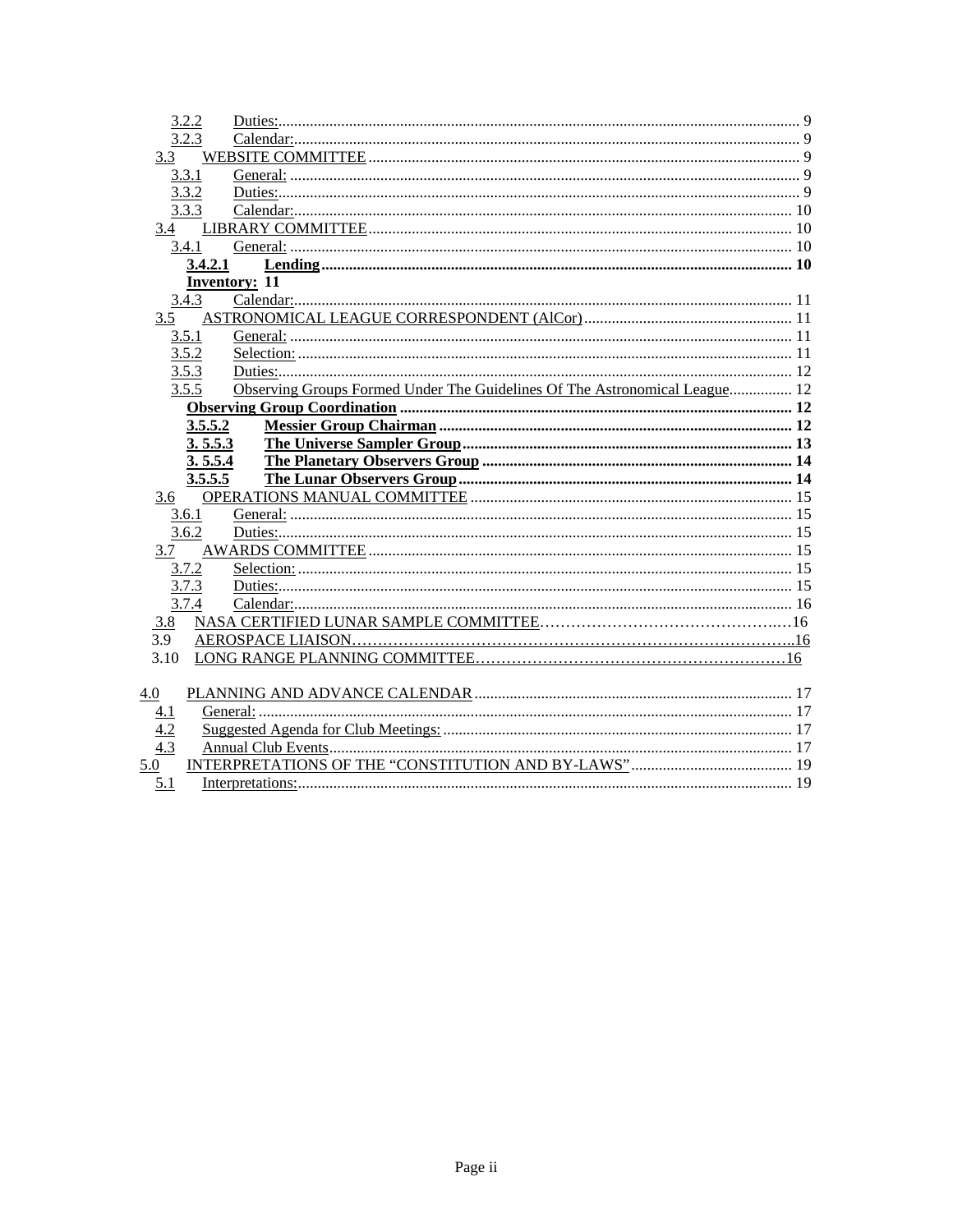3.2.2 Duties: 9
3.2.3 Calendar: 9
3.3 WEBSITE COMMITTEE 9
3.3.1 General: 9
3.3.2 Duties: 9
3.3.3 Calendar: 10
3.4 LIBRARY COMMITTEE 10
3.4.1 General: 10
**3.4.2.1 Lending 10**
**Inventory: 11**
3.4.3 Calendar: 11
3.5 ASTRONOMICAL LEAGUE CORRESPONDENT (AlCor) 11
3.5.1 General: 11
3.5.2 Selection: 11
3.5.3 Duties: 12
3.5.5 Observing Groups Formed Under The Guidelines Of The Astronomical League 12
**Observing Group Coordination 12**
**3.5.5.2 Messier Group Chairman 12**
**3. 5.5.3 The Universe Sampler Group 13**
**3. 5.5.4 The Planetary Observers Group 14**
**3.5.5.5 The Lunar Observers Group 14**
3.6 OPERATIONS MANUAL COMMITTEE 15
3.6.1 General: 15
3.6.2 Duties: 15
3.7 AWARDS COMMITTEE 15
3.7.2 Selection: 15
3.7.3 Duties: 15
3.7.4 Calendar: 16
3.8 NASA CERTIFIED LUNAR SAMPLE COMMITTEE 16
3.9 AEROSPACE LIAISON 16
3.10 LONG RANGE PLANNING COMMITTEE 16

4.0 PLANNING AND ADVANCE CALENDAR 17
4.1 General: 17
4.2 Suggested Agenda for Club Meetings: 17
4.3 Annual Club Events 17
5.0 INTERPRETATIONS OF THE "CONSTITUTION AND BY-LAWS" 19
5.1 Interpretations: 19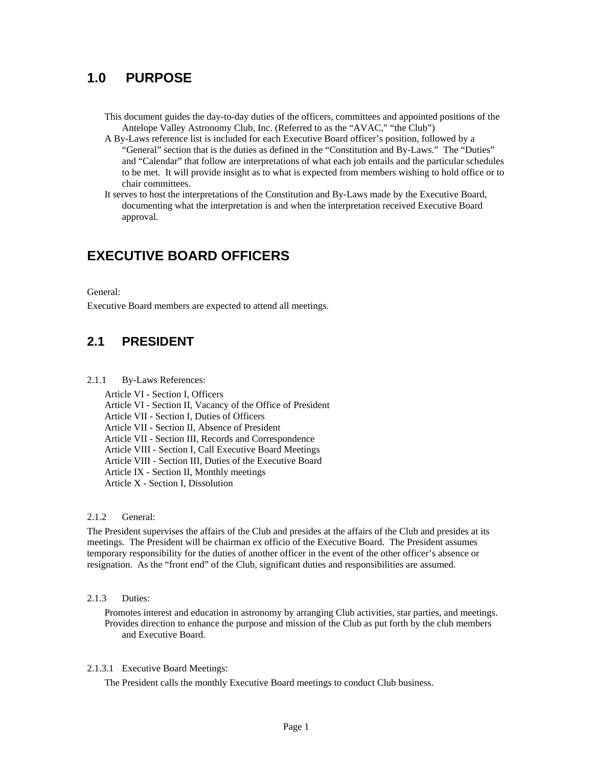## 1.0 PURPOSE

This document guides the day-to-day duties of the officers, committees and appointed positions of the Antelope Valley Astronomy Club, Inc. (Referred to as the "AVAC," "the Club")

A By-Laws reference list is included for each Executive Board officer's position, followed by a "General" section that is the duties as defined in the "Constitution and By-Laws." The "Duties" and "Calendar" that follow are interpretations of what each job entails and the particular schedules to be met. It will provide insight as to what is expected from members wishing to hold office or to chair committees.

It serves to host the interpretations of the Constitution and By-Laws made by the Executive Board, documenting what the interpretation is and when the interpretation received Executive Board approval.

## EXECUTIVE BOARD OFFICERS

General:

Executive Board members are expected to attend all meetings.

## 2.1 PRESIDENT

2.1.1 By-Laws References:

Article VI - Section I, Officers
Article VI - Section II, Vacancy of the Office of President
Article VII - Section I, Duties of Officers
Article VII - Section II, Absence of President
Article VII - Section III, Records and Correspondence
Article VIII - Section I, Call Executive Board Meetings
Article VIII - Section III, Duties of the Executive Board
Article IX - Section II, Monthly meetings
Article X - Section I, Dissolution

2.1.2 General:

The President supervises the affairs of the Club and presides at the affairs of the Club and presides at its meetings. The President will be chairman ex officio of the Executive Board. The President assumes temporary responsibility for the duties of another officer in the event of the other officer's absence or resignation. As the "front end" of the Club, significant duties and responsibilities are assumed.

2.1.3 Duties:

Promotes interest and education in astronomy by arranging Club activities, star parties, and meetings.

Provides direction to enhance the purpose and mission of the Club as put forth by the club members and Executive Board.

2.1.3.1 Executive Board Meetings:

The President calls the monthly Executive Board meetings to conduct Club business.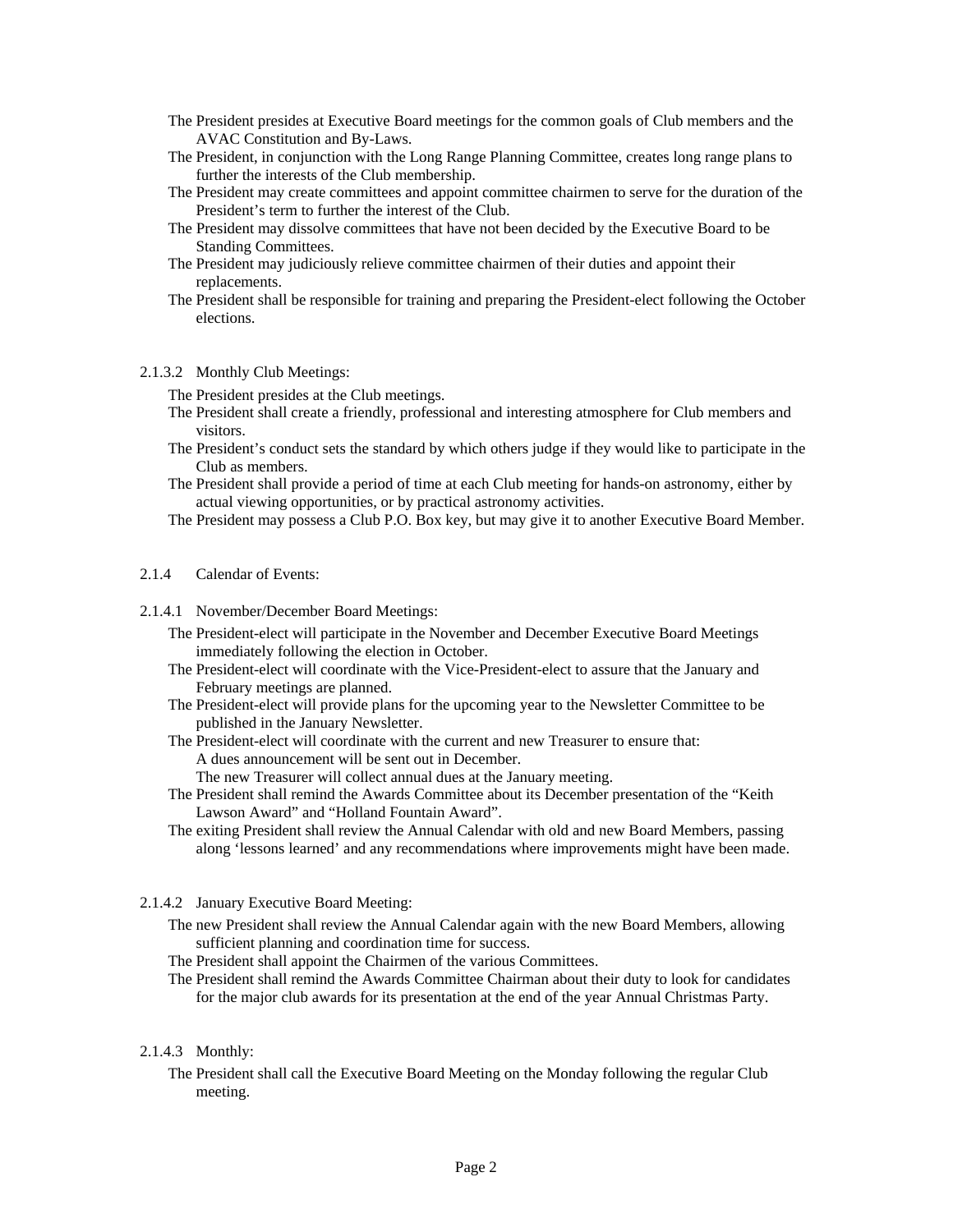The President presides at Executive Board meetings for the common goals of Club members and the AVAC Constitution and By-Laws.

The President, in conjunction with the Long Range Planning Committee, creates long range plans to further the interests of the Club membership.

The President may create committees and appoint committee chairmen to serve for the duration of the President's term to further the interest of the Club.

The President may dissolve committees that have not been decided by the Executive Board to be Standing Committees.

The President may judiciously relieve committee chairmen of their duties and appoint their replacements.

The President shall be responsible for training and preparing the President-elect following the October elections.

2.1.3.2 Monthly Club Meetings:

The President presides at the Club meetings.

The President shall create a friendly, professional and interesting atmosphere for Club members and visitors.

The President's conduct sets the standard by which others judge if they would like to participate in the Club as members.

The President shall provide a period of time at each Club meeting for hands-on astronomy, either by actual viewing opportunities, or by practical astronomy activities.

The President may possess a Club P.O. Box key, but may give it to another Executive Board Member.

2.1.4 Calendar of Events:

2.1.4.1 November/December Board Meetings:

The President-elect will participate in the November and December Executive Board Meetings immediately following the election in October.

The President-elect will coordinate with the Vice-President-elect to assure that the January and February meetings are planned.

The President-elect will provide plans for the upcoming year to the Newsletter Committee to be published in the January Newsletter.

The President-elect will coordinate with the current and new Treasurer to ensure that:
- A dues announcement will be sent out in December.
- The new Treasurer will collect annual dues at the January meeting.

The President shall remind the Awards Committee about its December presentation of the "Keith Lawson Award" and "Holland Fountain Award".

The exiting President shall review the Annual Calendar with old and new Board Members, passing along 'lessons learned' and any recommendations where improvements might have been made.

2.1.4.2 January Executive Board Meeting:

The new President shall review the Annual Calendar again with the new Board Members, allowing sufficient planning and coordination time for success.

The President shall appoint the Chairmen of the various Committees.

The President shall remind the Awards Committee Chairman about their duty to look for candidates for the major club awards for its presentation at the end of the year Annual Christmas Party.

2.1.4.3 Monthly:

The President shall call the Executive Board Meeting on the Monday following the regular Club meeting.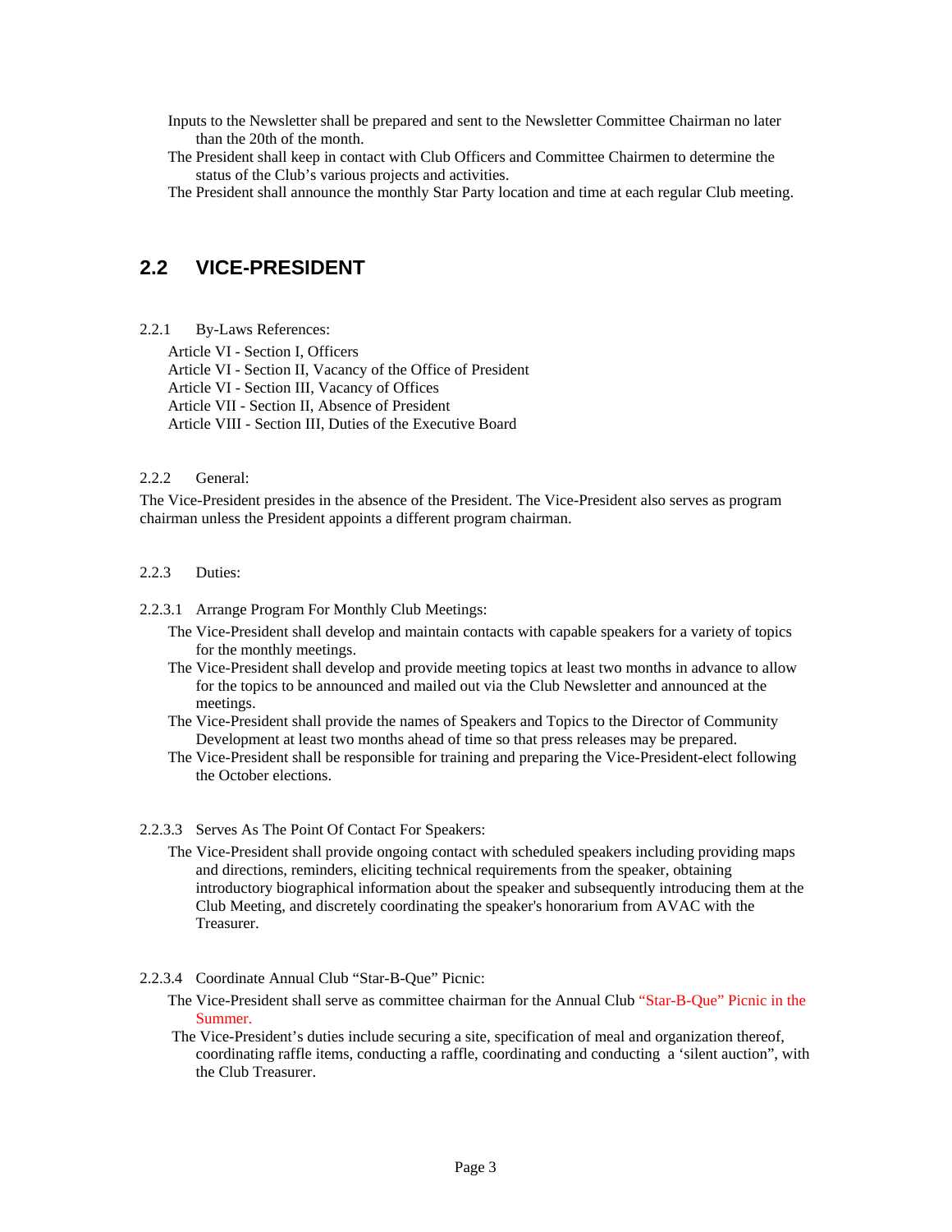Inputs to the Newsletter shall be prepared and sent to the Newsletter Committee Chairman no later than the 20th of the month.

The President shall keep in contact with Club Officers and Committee Chairmen to determine the status of the Club's various projects and activities.

The President shall announce the monthly Star Party location and time at each regular Club meeting.

## 2.2 VICE-PRESIDENT

2.2.1 By-Laws References:

Article VI - Section I, Officers
Article VI - Section II, Vacancy of the Office of President
Article VI - Section III, Vacancy of Offices
Article VII - Section II, Absence of President
Article VIII - Section III, Duties of the Executive Board

2.2.2 General:

The Vice-President presides in the absence of the President. The Vice-President also serves as program chairman unless the President appoints a different program chairman.

2.2.3 Duties:

2.2.3.1 Arrange Program For Monthly Club Meetings:

The Vice-President shall develop and maintain contacts with capable speakers for a variety of topics for the monthly meetings.

The Vice-President shall develop and provide meeting topics at least two months in advance to allow for the topics to be announced and mailed out via the Club Newsletter and announced at the meetings.

The Vice-President shall provide the names of Speakers and Topics to the Director of Community Development at least two months ahead of time so that press releases may be prepared.

The Vice-President shall be responsible for training and preparing the Vice-President-elect following the October elections.

2.2.3.3 Serves As The Point Of Contact For Speakers:

The Vice-President shall provide ongoing contact with scheduled speakers including providing maps and directions, reminders, eliciting technical requirements from the speaker, obtaining introductory biographical information about the speaker and subsequently introducing them at the Club Meeting, and discretely coordinating the speaker's honorarium from AVAC with the Treasurer.

2.2.3.4 Coordinate Annual Club "Star-B-Que" Picnic:

The Vice-President shall serve as committee chairman for the Annual Club "Star-B-Que" Picnic in the Summer.

The Vice-President's duties include securing a site, specification of meal and organization thereof, coordinating raffle items, conducting a raffle, coordinating and conducting a 'silent auction", with the Club Treasurer.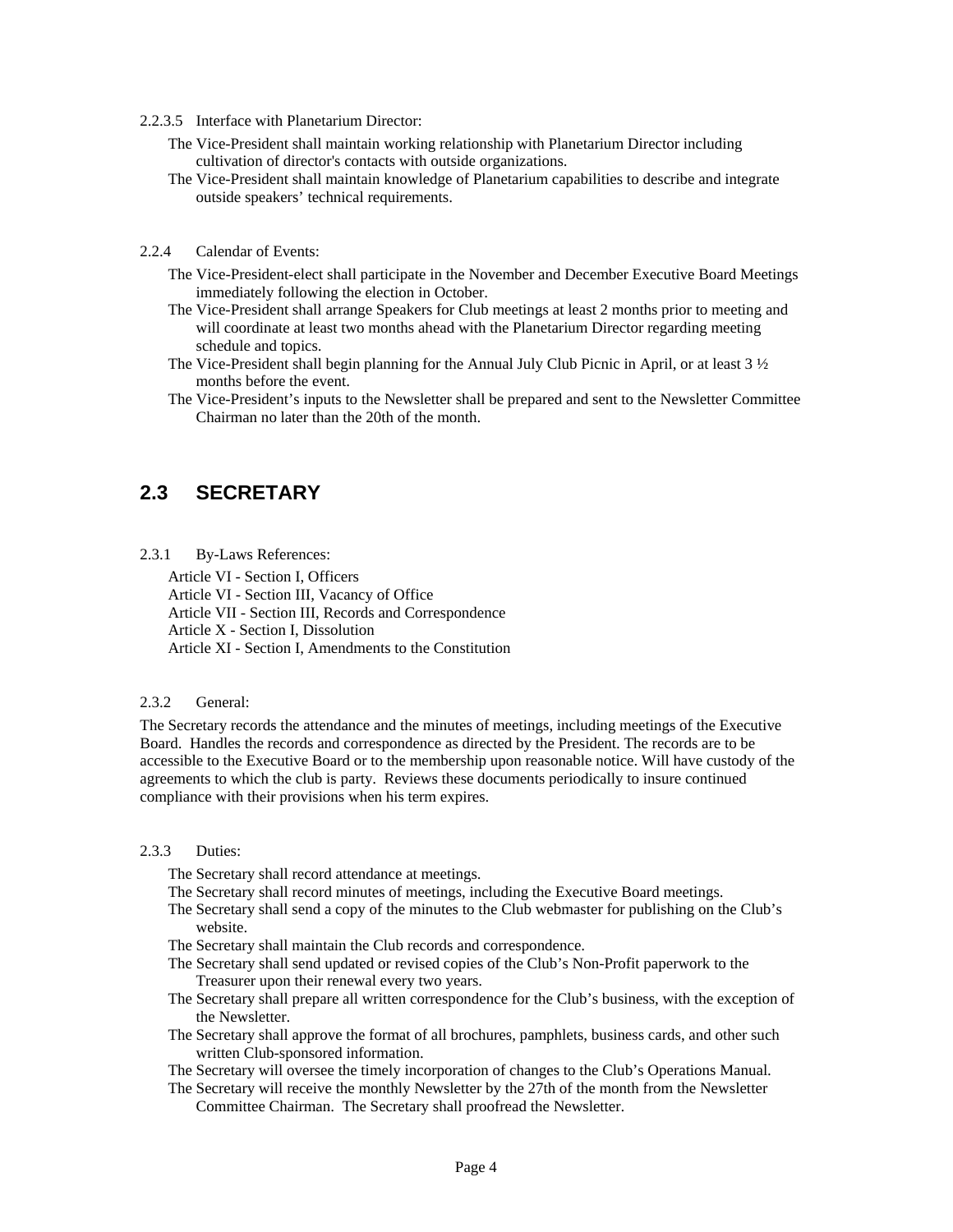2.2.3.5 Interface with Planetarium Director:

The Vice-President shall maintain working relationship with Planetarium Director including cultivation of director's contacts with outside organizations.

The Vice-President shall maintain knowledge of Planetarium capabilities to describe and integrate outside speakers' technical requirements.

2.2.4 Calendar of Events:

The Vice-President-elect shall participate in the November and December Executive Board Meetings immediately following the election in October.

The Vice-President shall arrange Speakers for Club meetings at least 2 months prior to meeting and will coordinate at least two months ahead with the Planetarium Director regarding meeting schedule and topics.

The Vice-President shall begin planning for the Annual July Club Picnic in April, or at least 3 ½ months before the event.

The Vice-President's inputs to the Newsletter shall be prepared and sent to the Newsletter Committee Chairman no later than the 20th of the month.

## 2.3 SECRETARY

2.3.1 By-Laws References:

Article VI - Section I, Officers
Article VI - Section III, Vacancy of Office
Article VII - Section III, Records and Correspondence
Article X - Section I, Dissolution
Article XI - Section I, Amendments to the Constitution

2.3.2 General:

The Secretary records the attendance and the minutes of meetings, including meetings of the Executive Board. Handles the records and correspondence as directed by the President. The records are to be accessible to the Executive Board or to the membership upon reasonable notice. Will have custody of the agreements to which the club is party. Reviews these documents periodically to insure continued compliance with their provisions when his term expires.

2.3.3 Duties:

The Secretary shall record attendance at meetings.

The Secretary shall record minutes of meetings, including the Executive Board meetings.

The Secretary shall send a copy of the minutes to the Club webmaster for publishing on the Club's website.

The Secretary shall maintain the Club records and correspondence.

The Secretary shall send updated or revised copies of the Club's Non-Profit paperwork to the Treasurer upon their renewal every two years.

The Secretary shall prepare all written correspondence for the Club's business, with the exception of the Newsletter.

The Secretary shall approve the format of all brochures, pamphlets, business cards, and other such written Club-sponsored information.

The Secretary will oversee the timely incorporation of changes to the Club's Operations Manual.

The Secretary will receive the monthly Newsletter by the 27th of the month from the Newsletter Committee Chairman. The Secretary shall proofread the Newsletter.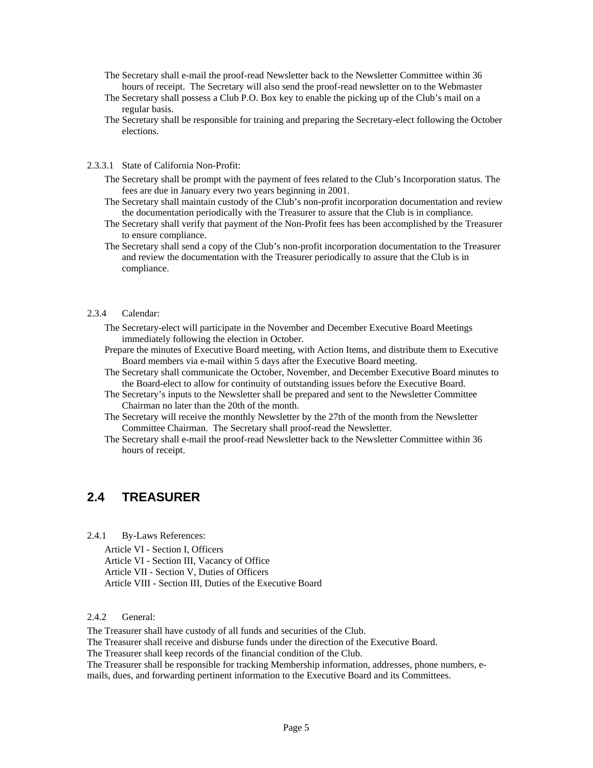The Secretary shall e-mail the proof-read Newsletter back to the Newsletter Committee within 36 hours of receipt. The Secretary will also send the proof-read newsletter on to the Webmaster

The Secretary shall possess a Club P.O. Box key to enable the picking up of the Club's mail on a regular basis.

The Secretary shall be responsible for training and preparing the Secretary-elect following the October elections.

2.3.3.1 State of California Non-Profit:

The Secretary shall be prompt with the payment of fees related to the Club's Incorporation status. The fees are due in January every two years beginning in 2001.

The Secretary shall maintain custody of the Club's non-profit incorporation documentation and review the documentation periodically with the Treasurer to assure that the Club is in compliance.

The Secretary shall verify that payment of the Non-Profit fees has been accomplished by the Treasurer to ensure compliance.

The Secretary shall send a copy of the Club's non-profit incorporation documentation to the Treasurer and review the documentation with the Treasurer periodically to assure that the Club is in compliance.

2.3.4 Calendar:

The Secretary-elect will participate in the November and December Executive Board Meetings immediately following the election in October.

Prepare the minutes of Executive Board meeting, with Action Items, and distribute them to Executive Board members via e-mail within 5 days after the Executive Board meeting.

The Secretary shall communicate the October, November, and December Executive Board minutes to the Board-elect to allow for continuity of outstanding issues before the Executive Board.

The Secretary's inputs to the Newsletter shall be prepared and sent to the Newsletter Committee Chairman no later than the 20th of the month.

The Secretary will receive the monthly Newsletter by the 27th of the month from the Newsletter Committee Chairman. The Secretary shall proof-read the Newsletter.

The Secretary shall e-mail the proof-read Newsletter back to the Newsletter Committee within 36 hours of receipt.

## 2.4 TREASURER

2.4.1 By-Laws References:

Article VI - Section I, Officers
Article VI - Section III, Vacancy of Office
Article VII - Section V, Duties of Officers
Article VIII - Section III, Duties of the Executive Board

2.4.2 General:

The Treasurer shall have custody of all funds and securities of the Club.
The Treasurer shall receive and disburse funds under the direction of the Executive Board.
The Treasurer shall keep records of the financial condition of the Club.
The Treasurer shall be responsible for tracking Membership information, addresses, phone numbers, e-mails, dues, and forwarding pertinent information to the Executive Board and its Committees.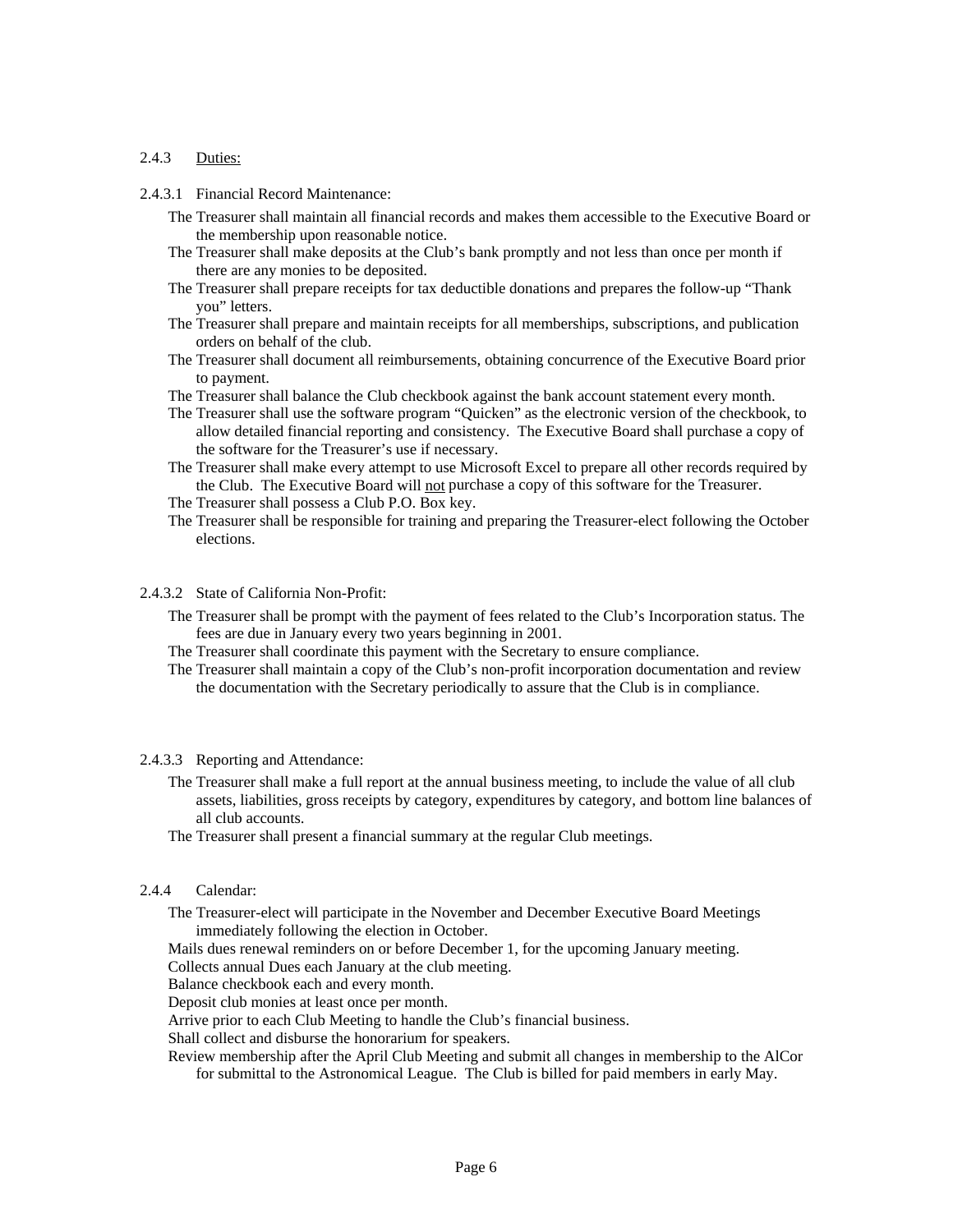2.4.3 Duties:

2.4.3.1 Financial Record Maintenance:

The Treasurer shall maintain all financial records and makes them accessible to the Executive Board or the membership upon reasonable notice.

The Treasurer shall make deposits at the Club's bank promptly and not less than once per month if there are any monies to be deposited.

The Treasurer shall prepare receipts for tax deductible donations and prepares the follow-up "Thank you" letters.

The Treasurer shall prepare and maintain receipts for all memberships, subscriptions, and publication orders on behalf of the club.

The Treasurer shall document all reimbursements, obtaining concurrence of the Executive Board prior to payment.

The Treasurer shall balance the Club checkbook against the bank account statement every month.

The Treasurer shall use the software program "Quicken" as the electronic version of the checkbook, to allow detailed financial reporting and consistency. The Executive Board shall purchase a copy of the software for the Treasurer's use if necessary.

The Treasurer shall make every attempt to use Microsoft Excel to prepare all other records required by the Club. The Executive Board will <u>not</u> purchase a copy of this software for the Treasurer.

The Treasurer shall possess a Club P.O. Box key.

The Treasurer shall be responsible for training and preparing the Treasurer-elect following the October elections.

2.4.3.2 State of California Non-Profit:

The Treasurer shall be prompt with the payment of fees related to the Club's Incorporation status. The fees are due in January every two years beginning in 2001.

The Treasurer shall coordinate this payment with the Secretary to ensure compliance.

The Treasurer shall maintain a copy of the Club's non-profit incorporation documentation and review the documentation with the Secretary periodically to assure that the Club is in compliance.

2.4.3.3 Reporting and Attendance:

The Treasurer shall make a full report at the annual business meeting, to include the value of all club assets, liabilities, gross receipts by category, expenditures by category, and bottom line balances of all club accounts.

The Treasurer shall present a financial summary at the regular Club meetings.

2.4.4 Calendar:

The Treasurer-elect will participate in the November and December Executive Board Meetings immediately following the election in October.

Mails dues renewal reminders on or before December 1, for the upcoming January meeting.

Collects annual Dues each January at the club meeting.

Balance checkbook each and every month.

Deposit club monies at least once per month.

Arrive prior to each Club Meeting to handle the Club's financial business.

Shall collect and disburse the honorarium for speakers.

Review membership after the April Club Meeting and submit all changes in membership to the AlCor for submittal to the Astronomical League. The Club is billed for paid members in early May.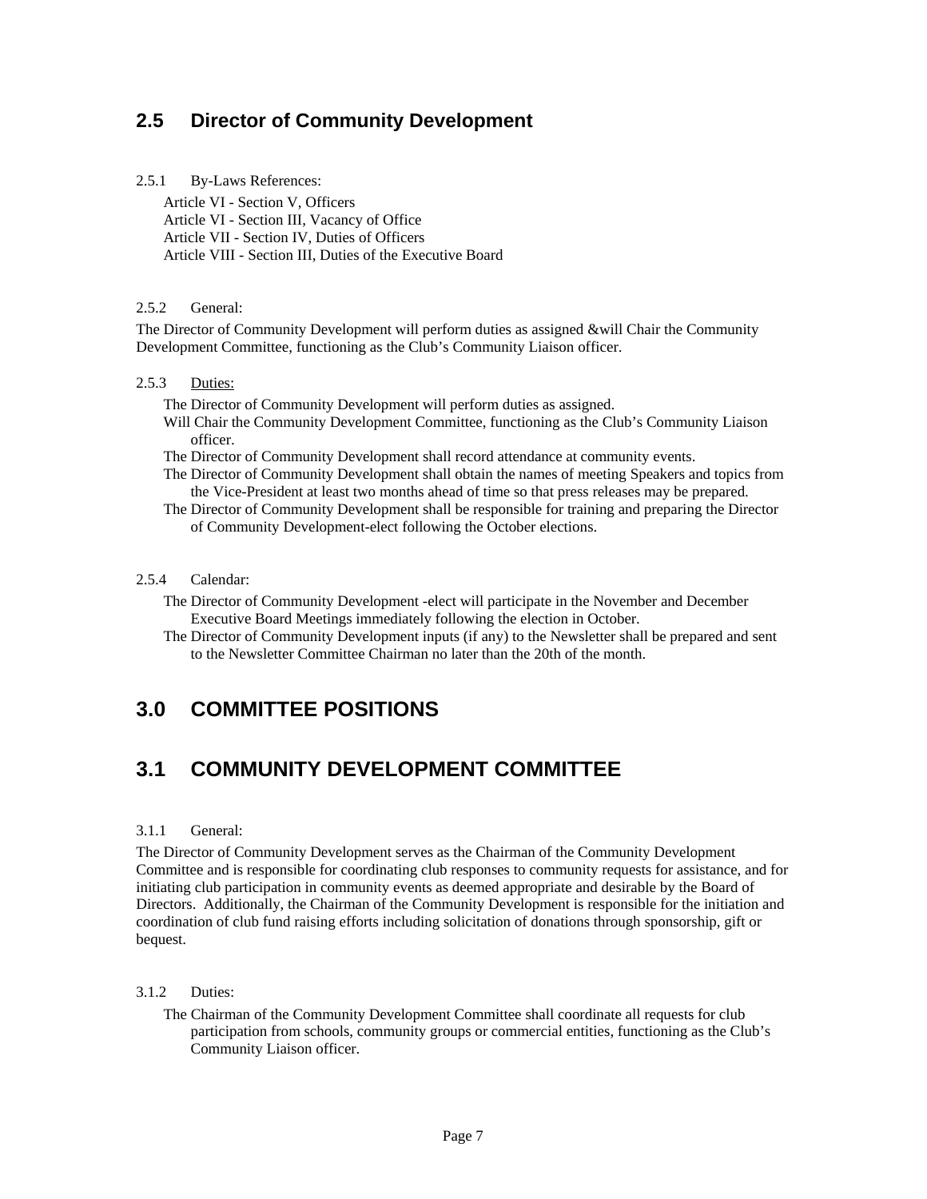## 2.5 Director of Community Development

2.5.1 By-Laws References:

Article VI - Section V, Officers
Article VI - Section III, Vacancy of Office
Article VII - Section IV, Duties of Officers
Article VIII - Section III, Duties of the Executive Board

2.5.2 General:

The Director of Community Development will perform duties as assigned &will Chair the Community Development Committee, functioning as the Club's Community Liaison officer.

2.5.3 <u>Duties:</u>

The Director of Community Development will perform duties as assigned.
Will Chair the Community Development Committee, functioning as the Club's Community Liaison officer.
The Director of Community Development shall record attendance at community events.
The Director of Community Development shall obtain the names of meeting Speakers and topics from the Vice-President at least two months ahead of time so that press releases may be prepared.
The Director of Community Development shall be responsible for training and preparing the Director of Community Development-elect following the October elections.

2.5.4 Calendar:

The Director of Community Development -elect will participate in the November and December Executive Board Meetings immediately following the election in October.
The Director of Community Development inputs (if any) to the Newsletter shall be prepared and sent to the Newsletter Committee Chairman no later than the 20th of the month.

# 3.0 COMMITTEE POSITIONS

## 3.1 COMMUNITY DEVELOPMENT COMMITTEE

3.1.1 General:

The Director of Community Development serves as the Chairman of the Community Development Committee and is responsible for coordinating club responses to community requests for assistance, and for initiating club participation in community events as deemed appropriate and desirable by the Board of Directors. Additionally, the Chairman of the Community Development is responsible for the initiation and coordination of club fund raising efforts including solicitation of donations through sponsorship, gift or bequest.

3.1.2 Duties:

The Chairman of the Community Development Committee shall coordinate all requests for club participation from schools, community groups or commercial entities, functioning as the Club's Community Liaison officer.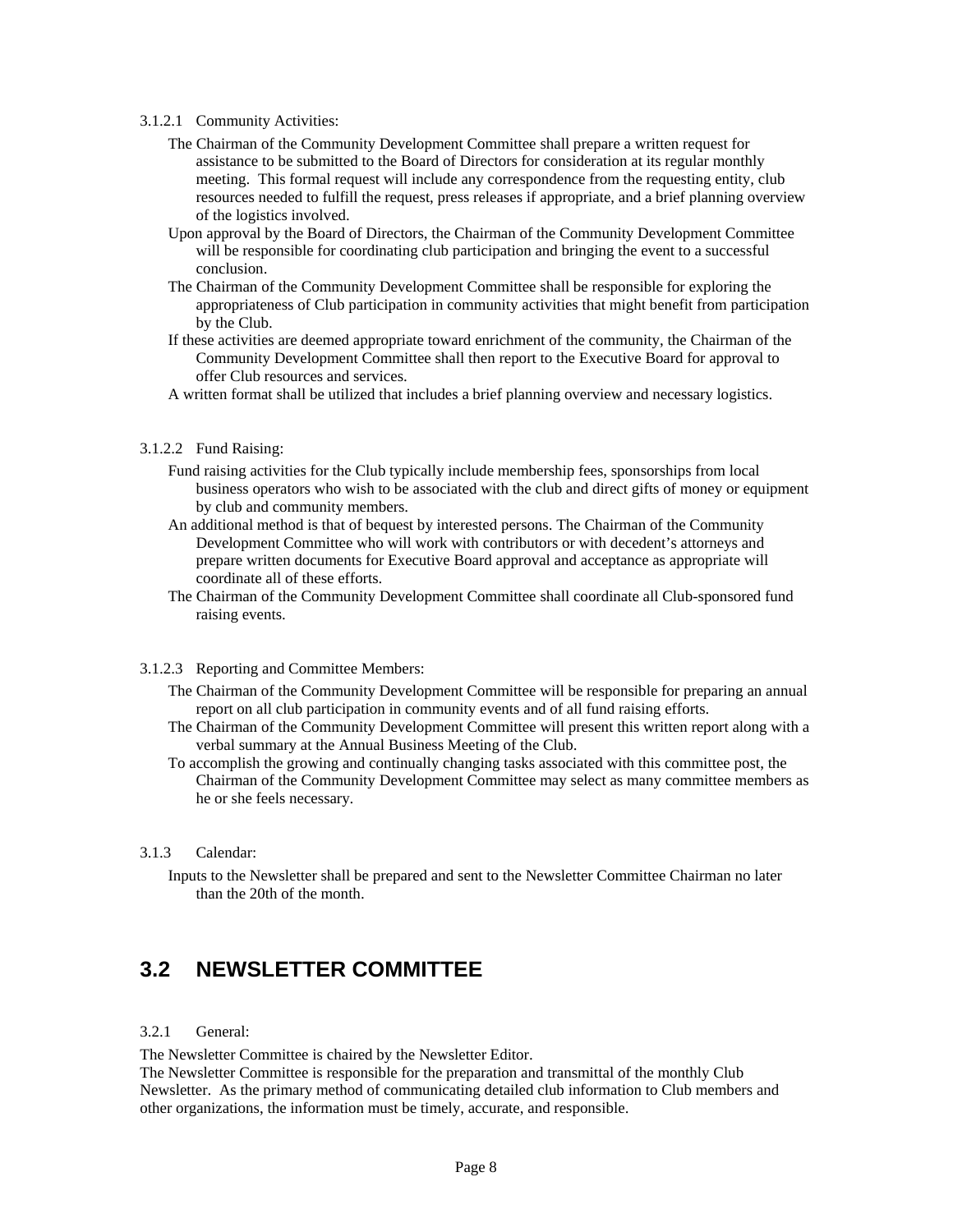3.1.2.1 Community Activities:

The Chairman of the Community Development Committee shall prepare a written request for assistance to be submitted to the Board of Directors for consideration at its regular monthly meeting. This formal request will include any correspondence from the requesting entity, club resources needed to fulfill the request, press releases if appropriate, and a brief planning overview of the logistics involved.

Upon approval by the Board of Directors, the Chairman of the Community Development Committee will be responsible for coordinating club participation and bringing the event to a successful conclusion.

The Chairman of the Community Development Committee shall be responsible for exploring the appropriateness of Club participation in community activities that might benefit from participation by the Club.

If these activities are deemed appropriate toward enrichment of the community, the Chairman of the Community Development Committee shall then report to the Executive Board for approval to offer Club resources and services.

A written format shall be utilized that includes a brief planning overview and necessary logistics.

3.1.2.2 Fund Raising:

Fund raising activities for the Club typically include membership fees, sponsorships from local business operators who wish to be associated with the club and direct gifts of money or equipment by club and community members.

An additional method is that of bequest by interested persons. The Chairman of the Community Development Committee who will work with contributors or with decedent's attorneys and prepare written documents for Executive Board approval and acceptance as appropriate will coordinate all of these efforts.

The Chairman of the Community Development Committee shall coordinate all Club-sponsored fund raising events.

3.1.2.3 Reporting and Committee Members:

The Chairman of the Community Development Committee will be responsible for preparing an annual report on all club participation in community events and of all fund raising efforts.

The Chairman of the Community Development Committee will present this written report along with a verbal summary at the Annual Business Meeting of the Club.

To accomplish the growing and continually changing tasks associated with this committee post, the Chairman of the Community Development Committee may select as many committee members as he or she feels necessary.

3.1.3 Calendar:

Inputs to the Newsletter shall be prepared and sent to the Newsletter Committee Chairman no later than the 20th of the month.

## 3.2 NEWSLETTER COMMITTEE

3.2.1 General:

The Newsletter Committee is chaired by the Newsletter Editor.
The Newsletter Committee is responsible for the preparation and transmittal of the monthly Club Newsletter. As the primary method of communicating detailed club information to Club members and other organizations, the information must be timely, accurate, and responsible.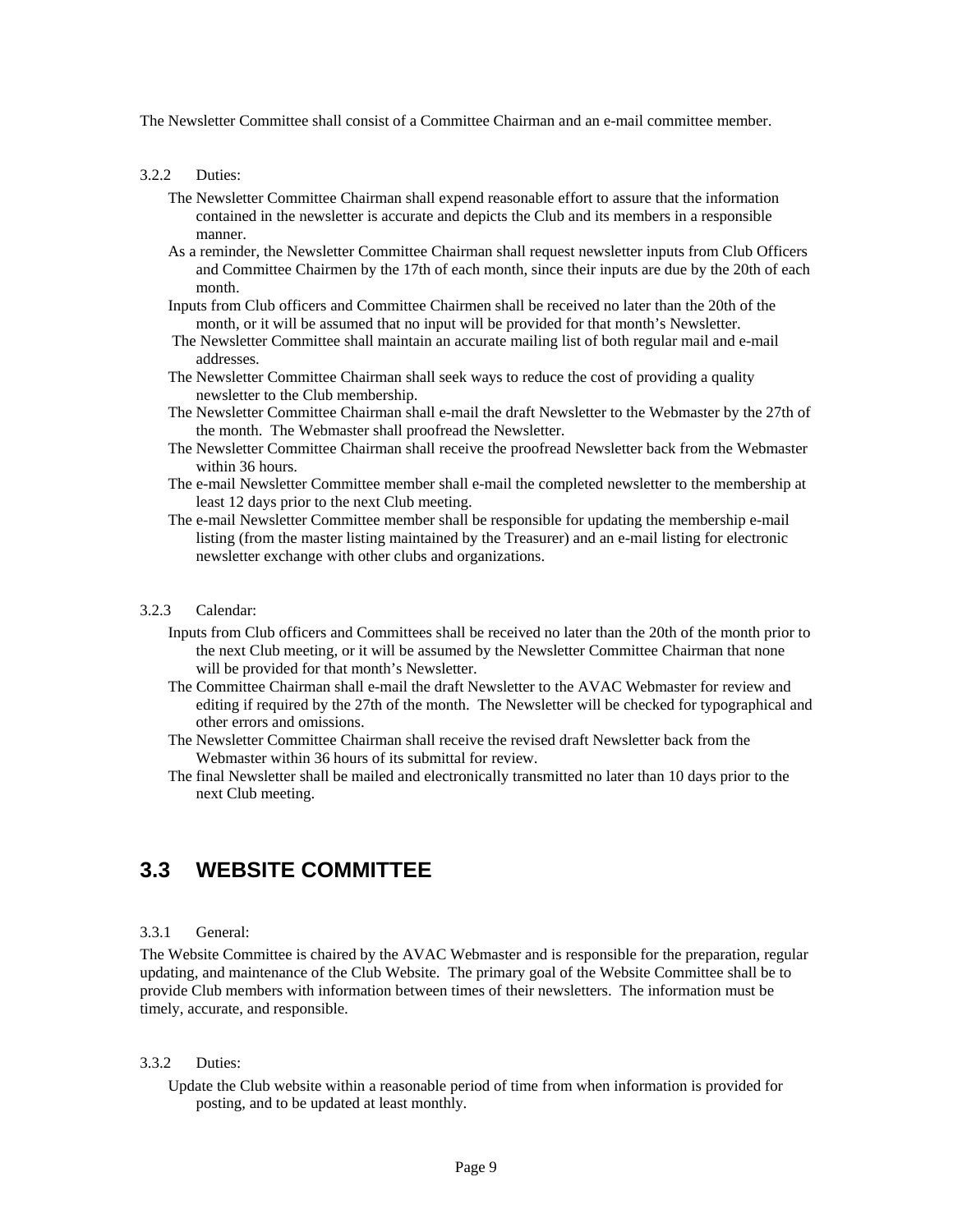The Newsletter Committee shall consist of a Committee Chairman and an e-mail committee member.

3.2.2 Duties:

- The Newsletter Committee Chairman shall expend reasonable effort to assure that the information contained in the newsletter is accurate and depicts the Club and its members in a responsible manner.
- As a reminder, the Newsletter Committee Chairman shall request newsletter inputs from Club Officers and Committee Chairmen by the 17th of each month, since their inputs are due by the 20th of each month.
- Inputs from Club officers and Committee Chairmen shall be received no later than the 20th of the month, or it will be assumed that no input will be provided for that month's Newsletter.
- The Newsletter Committee shall maintain an accurate mailing list of both regular mail and e-mail addresses.
- The Newsletter Committee Chairman shall seek ways to reduce the cost of providing a quality newsletter to the Club membership.
- The Newsletter Committee Chairman shall e-mail the draft Newsletter to the Webmaster by the 27th of the month. The Webmaster shall proofread the Newsletter.
- The Newsletter Committee Chairman shall receive the proofread Newsletter back from the Webmaster within 36 hours.
- The e-mail Newsletter Committee member shall e-mail the completed newsletter to the membership at least 12 days prior to the next Club meeting.
- The e-mail Newsletter Committee member shall be responsible for updating the membership e-mail listing (from the master listing maintained by the Treasurer) and an e-mail listing for electronic newsletter exchange with other clubs and organizations.

3.2.3 Calendar:

- Inputs from Club officers and Committees shall be received no later than the 20th of the month prior to the next Club meeting, or it will be assumed by the Newsletter Committee Chairman that none will be provided for that month's Newsletter.
- The Committee Chairman shall e-mail the draft Newsletter to the AVAC Webmaster for review and editing if required by the 27th of the month. The Newsletter will be checked for typographical and other errors and omissions.
- The Newsletter Committee Chairman shall receive the revised draft Newsletter back from the Webmaster within 36 hours of its submittal for review.
- The final Newsletter shall be mailed and electronically transmitted no later than 10 days prior to the next Club meeting.

## 3.3 WEBSITE COMMITTEE

3.3.1 General:

The Website Committee is chaired by the AVAC Webmaster and is responsible for the preparation, regular updating, and maintenance of the Club Website. The primary goal of the Website Committee shall be to provide Club members with information between times of their newsletters. The information must be timely, accurate, and responsible.

3.3.2 Duties:

- Update the Club website within a reasonable period of time from when information is provided for posting, and to be updated at least monthly.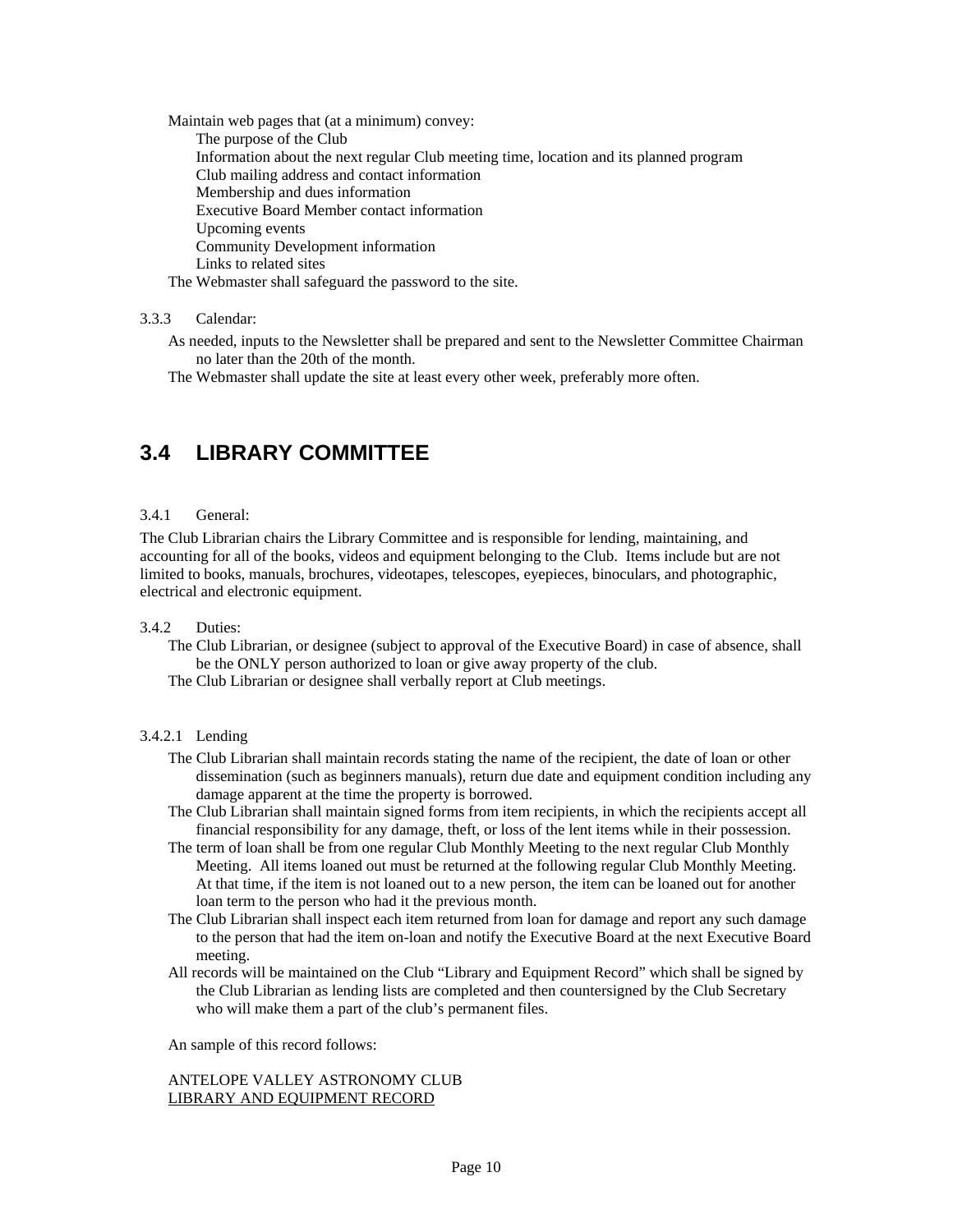Maintain web pages that (at a minimum) convey:

- The purpose of the Club
- Information about the next regular Club meeting time, location and its planned program
- Club mailing address and contact information
- Membership and dues information
- Executive Board Member contact information
- Upcoming events
- Community Development information
- Links to related sites

The Webmaster shall safeguard the password to the site.

3.3.3 Calendar:

As needed, inputs to the Newsletter shall be prepared and sent to the Newsletter Committee Chairman no later than the 20th of the month.

The Webmaster shall update the site at least every other week, preferably more often.

## 3.4 LIBRARY COMMITTEE

3.4.1 General:

The Club Librarian chairs the Library Committee and is responsible for lending, maintaining, and accounting for all of the books, videos and equipment belonging to the Club. Items include but are not limited to books, manuals, brochures, videotapes, telescopes, eyepieces, binoculars, and photographic, electrical and electronic equipment.

3.4.2 Duties:

The Club Librarian, or designee (subject to approval of the Executive Board) in case of absence, shall be the ONLY person authorized to loan or give away property of the club.

The Club Librarian or designee shall verbally report at Club meetings.

3.4.2.1 Lending

The Club Librarian shall maintain records stating the name of the recipient, the date of loan or other dissemination (such as beginners manuals), return due date and equipment condition including any damage apparent at the time the property is borrowed.

The Club Librarian shall maintain signed forms from item recipients, in which the recipients accept all financial responsibility for any damage, theft, or loss of the lent items while in their possession.

The term of loan shall be from one regular Club Monthly Meeting to the next regular Club Monthly Meeting. All items loaned out must be returned at the following regular Club Monthly Meeting. At that time, if the item is not loaned out to a new person, the item can be loaned out for another loan term to the person who had it the previous month.

The Club Librarian shall inspect each item returned from loan for damage and report any such damage to the person that had the item on-loan and notify the Executive Board at the next Executive Board meeting.

All records will be maintained on the Club "Library and Equipment Record" which shall be signed by the Club Librarian as lending lists are completed and then countersigned by the Club Secretary who will make them a part of the club's permanent files.

An sample of this record follows:

ANTELOPE VALLEY ASTRONOMY CLUB
<u>LIBRARY AND EQUIPMENT RECORD</u>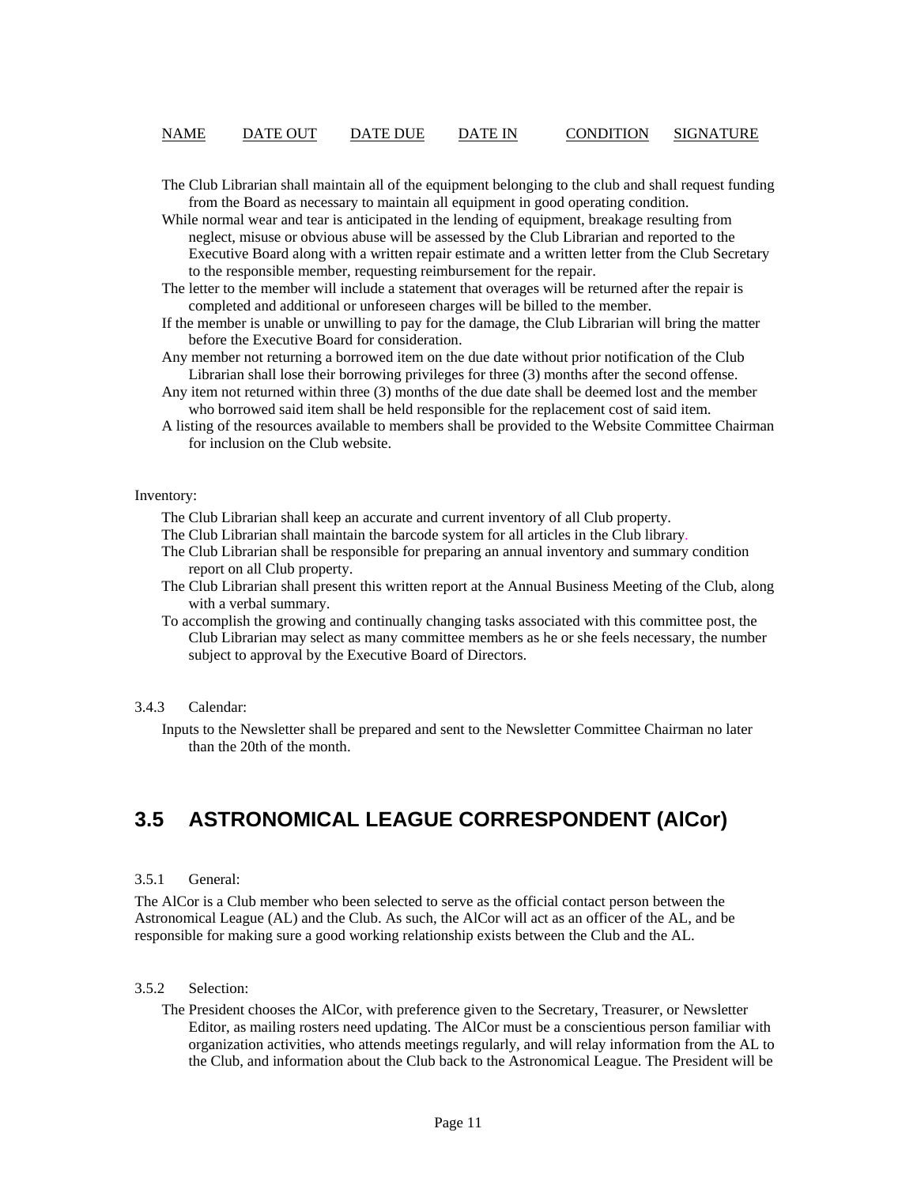| NAME | DATE OUT | DATE DUE | DATE IN | CONDITION | SIGNATURE |
|---|---|---|---|---|---|

The Club Librarian shall maintain all of the equipment belonging to the club and shall request funding from the Board as necessary to maintain all equipment in good operating condition.

While normal wear and tear is anticipated in the lending of equipment, breakage resulting from neglect, misuse or obvious abuse will be assessed by the Club Librarian and reported to the Executive Board along with a written repair estimate and a written letter from the Club Secretary to the responsible member, requesting reimbursement for the repair.

The letter to the member will include a statement that overages will be returned after the repair is completed and additional or unforeseen charges will be billed to the member.

If the member is unable or unwilling to pay for the damage, the Club Librarian will bring the matter before the Executive Board for consideration.

Any member not returning a borrowed item on the due date without prior notification of the Club Librarian shall lose their borrowing privileges for three (3) months after the second offense.

Any item not returned within three (3) months of the due date shall be deemed lost and the member who borrowed said item shall be held responsible for the replacement cost of said item.

A listing of the resources available to members shall be provided to the Website Committee Chairman for inclusion on the Club website.

Inventory:

The Club Librarian shall keep an accurate and current inventory of all Club property.

The Club Librarian shall maintain the barcode system for all articles in the Club library.

The Club Librarian shall be responsible for preparing an annual inventory and summary condition report on all Club property.

The Club Librarian shall present this written report at the Annual Business Meeting of the Club, along with a verbal summary.

To accomplish the growing and continually changing tasks associated with this committee post, the Club Librarian may select as many committee members as he or she feels necessary, the number subject to approval by the Executive Board of Directors.

3.4.3 Calendar:

Inputs to the Newsletter shall be prepared and sent to the Newsletter Committee Chairman no later than the 20th of the month.

## 3.5 ASTRONOMICAL LEAGUE CORRESPONDENT (AlCor)

3.5.1 General:

The AlCor is a Club member who been selected to serve as the official contact person between the Astronomical League (AL) and the Club. As such, the AlCor will act as an officer of the AL, and be responsible for making sure a good working relationship exists between the Club and the AL.

3.5.2 Selection:

The President chooses the AlCor, with preference given to the Secretary, Treasurer, or Newsletter Editor, as mailing rosters need updating. The AlCor must be a conscientious person familiar with organization activities, who attends meetings regularly, and will relay information from the AL to the Club, and information about the Club back to the Astronomical League. The President will be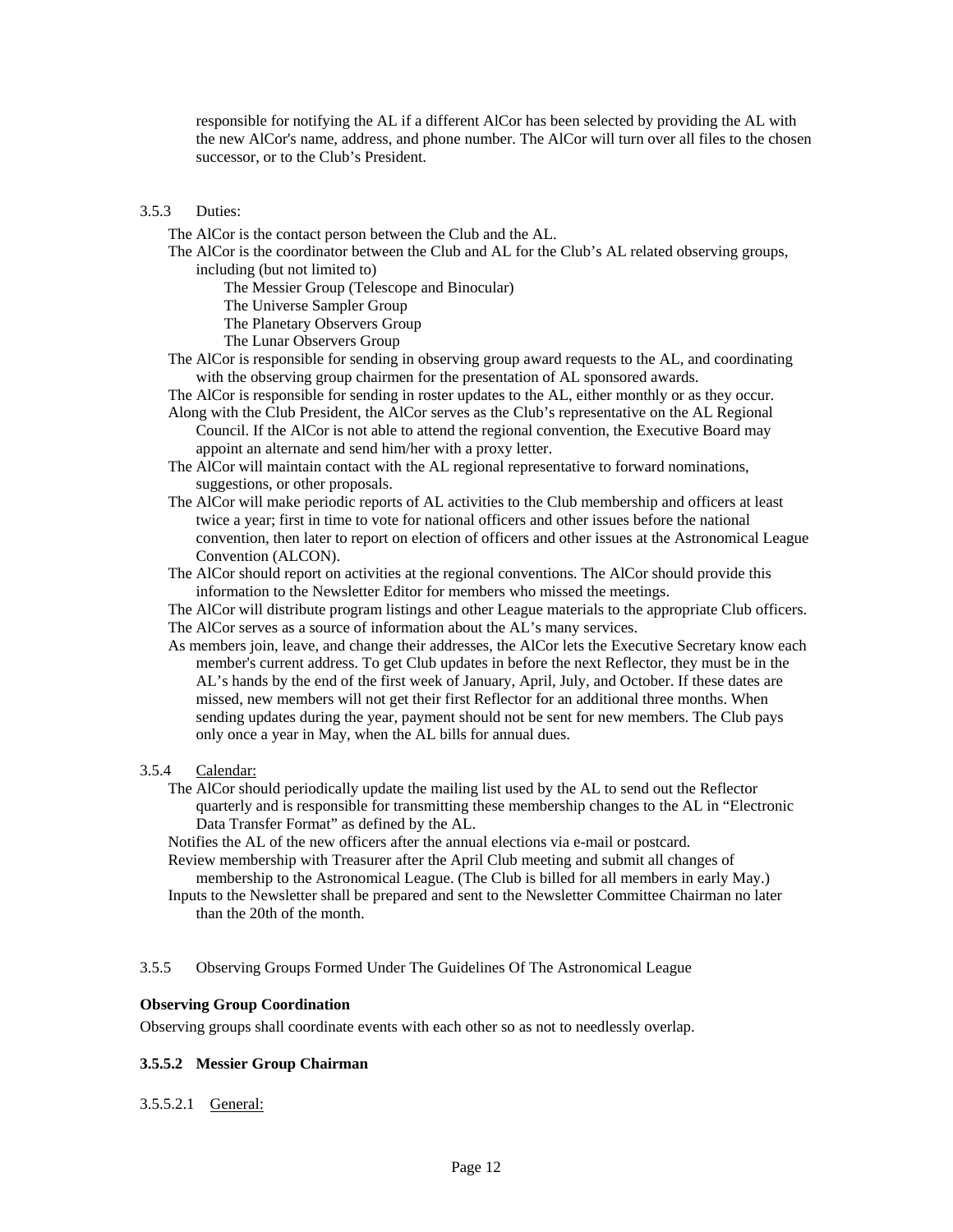responsible for notifying the AL if a different AlCor has been selected by providing the AL with the new AlCor's name, address, and phone number. The AlCor will turn over all files to the chosen successor, or to the Club's President.

3.5.3 Duties:

The AlCor is the contact person between the Club and the AL.

The AlCor is the coordinator between the Club and AL for the Club's AL related observing groups, including (but not limited to)

- The Messier Group (Telescope and Binocular)
- The Universe Sampler Group
- The Planetary Observers Group
- The Lunar Observers Group

The AlCor is responsible for sending in observing group award requests to the AL, and coordinating with the observing group chairmen for the presentation of AL sponsored awards.

The AlCor is responsible for sending in roster updates to the AL, either monthly or as they occur.

Along with the Club President, the AlCor serves as the Club's representative on the AL Regional Council. If the AlCor is not able to attend the regional convention, the Executive Board may appoint an alternate and send him/her with a proxy letter.

The AlCor will maintain contact with the AL regional representative to forward nominations, suggestions, or other proposals.

The AlCor will make periodic reports of AL activities to the Club membership and officers at least twice a year; first in time to vote for national officers and other issues before the national convention, then later to report on election of officers and other issues at the Astronomical League Convention (ALCON).

The AlCor should report on activities at the regional conventions. The AlCor should provide this information to the Newsletter Editor for members who missed the meetings.

The AlCor will distribute program listings and other League materials to the appropriate Club officers.

The AlCor serves as a source of information about the AL's many services.

As members join, leave, and change their addresses, the AlCor lets the Executive Secretary know each member's current address. To get Club updates in before the next Reflector, they must be in the AL's hands by the end of the first week of January, April, July, and October. If these dates are missed, new members will not get their first Reflector for an additional three months. When sending updates during the year, payment should not be sent for new members. The Club pays only once a year in May, when the AL bills for annual dues.

3.5.4 <u>Calendar:</u>

The AlCor should periodically update the mailing list used by the AL to send out the Reflector quarterly and is responsible for transmitting these membership changes to the AL in "Electronic Data Transfer Format" as defined by the AL.

Notifies the AL of the new officers after the annual elections via e-mail or postcard.

Review membership with Treasurer after the April Club meeting and submit all changes of membership to the Astronomical League. (The Club is billed for all members in early May.)

Inputs to the Newsletter shall be prepared and sent to the Newsletter Committee Chairman no later than the 20th of the month.

3.5.5 Observing Groups Formed Under The Guidelines Of The Astronomical League

**Observing Group Coordination**

Observing groups shall coordinate events with each other so as not to needlessly overlap.

**3.5.5.2 Messier Group Chairman**

3.5.5.2.1 <u>General:</u>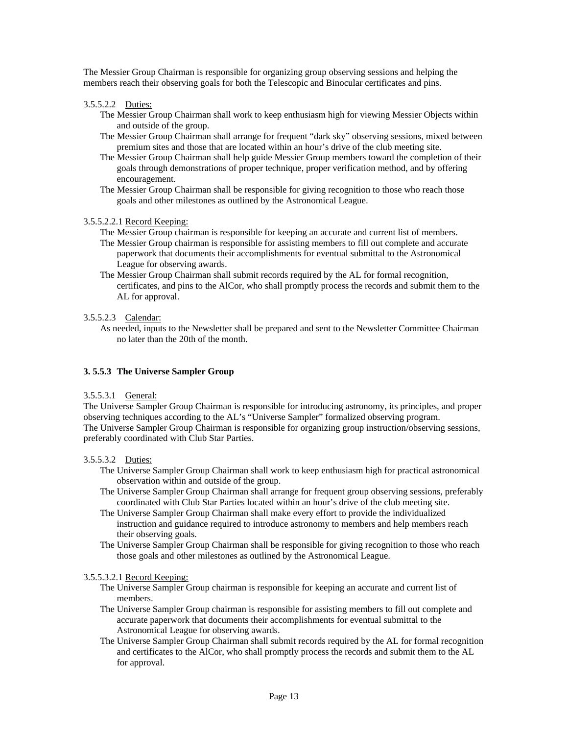The Messier Group Chairman is responsible for organizing group observing sessions and helping the members reach their observing goals for both the Telescopic and Binocular certificates and pins.

3.5.5.2.2 Duties:

- The Messier Group Chairman shall work to keep enthusiasm high for viewing Messier Objects within and outside of the group.
- The Messier Group Chairman shall arrange for frequent "dark sky" observing sessions, mixed between premium sites and those that are located within an hour's drive of the club meeting site.
- The Messier Group Chairman shall help guide Messier Group members toward the completion of their goals through demonstrations of proper technique, proper verification method, and by offering encouragement.
- The Messier Group Chairman shall be responsible for giving recognition to those who reach those goals and other milestones as outlined by the Astronomical League.

3.5.5.2.2.1 Record Keeping:

- The Messier Group chairman is responsible for keeping an accurate and current list of members.
- The Messier Group chairman is responsible for assisting members to fill out complete and accurate paperwork that documents their accomplishments for eventual submittal to the Astronomical League for observing awards.
- The Messier Group Chairman shall submit records required by the AL for formal recognition, certificates, and pins to the AlCor, who shall promptly process the records and submit them to the AL for approval.

3.5.5.2.3 Calendar:

- As needed, inputs to the Newsletter shall be prepared and sent to the Newsletter Committee Chairman no later than the 20th of the month.

### 3. 5.5.3 The Universe Sampler Group

3.5.5.3.1 General:

The Universe Sampler Group Chairman is responsible for introducing astronomy, its principles, and proper observing techniques according to the AL's "Universe Sampler" formalized observing program.
The Universe Sampler Group Chairman is responsible for organizing group instruction/observing sessions, preferably coordinated with Club Star Parties.

3.5.5.3.2 Duties:

- The Universe Sampler Group Chairman shall work to keep enthusiasm high for practical astronomical observation within and outside of the group.
- The Universe Sampler Group Chairman shall arrange for frequent group observing sessions, preferably coordinated with Club Star Parties located within an hour's drive of the club meeting site.
- The Universe Sampler Group Chairman shall make every effort to provide the individualized instruction and guidance required to introduce astronomy to members and help members reach their observing goals.
- The Universe Sampler Group Chairman shall be responsible for giving recognition to those who reach those goals and other milestones as outlined by the Astronomical League.

3.5.5.3.2.1 Record Keeping:

- The Universe Sampler Group chairman is responsible for keeping an accurate and current list of members.
- The Universe Sampler Group chairman is responsible for assisting members to fill out complete and accurate paperwork that documents their accomplishments for eventual submittal to the Astronomical League for observing awards.
- The Universe Sampler Group Chairman shall submit records required by the AL for formal recognition and certificates to the AlCor, who shall promptly process the records and submit them to the AL for approval.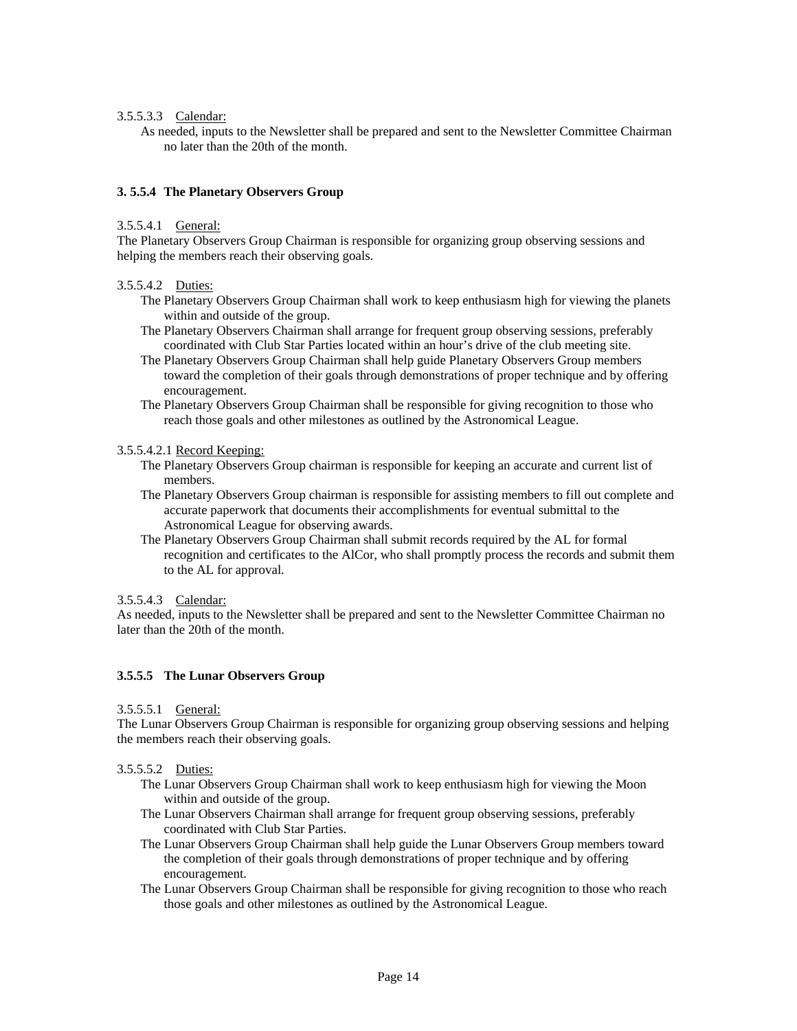3.5.5.3.3 <u>Calendar:</u>

As needed, inputs to the Newsletter shall be prepared and sent to the Newsletter Committee Chairman no later than the 20th of the month.

### 3. 5.5.4 The Planetary Observers Group

3.5.5.4.1 <u>General:</u>

The Planetary Observers Group Chairman is responsible for organizing group observing sessions and helping the members reach their observing goals.

3.5.5.4.2 <u>Duties:</u>

The Planetary Observers Group Chairman shall work to keep enthusiasm high for viewing the planets within and outside of the group.

The Planetary Observers Chairman shall arrange for frequent group observing sessions, preferably coordinated with Club Star Parties located within an hour's drive of the club meeting site.

The Planetary Observers Group Chairman shall help guide Planetary Observers Group members toward the completion of their goals through demonstrations of proper technique and by offering encouragement.

The Planetary Observers Group Chairman shall be responsible for giving recognition to those who reach those goals and other milestones as outlined by the Astronomical League.

3.5.5.4.2.1 <u>Record Keeping:</u>

The Planetary Observers Group chairman is responsible for keeping an accurate and current list of members.

The Planetary Observers Group chairman is responsible for assisting members to fill out complete and accurate paperwork that documents their accomplishments for eventual submittal to the Astronomical League for observing awards.

The Planetary Observers Group Chairman shall submit records required by the AL for formal recognition and certificates to the AlCor, who shall promptly process the records and submit them to the AL for approval.

3.5.5.4.3 <u>Calendar:</u>

As needed, inputs to the Newsletter shall be prepared and sent to the Newsletter Committee Chairman no later than the 20th of the month.

### 3.5.5.5 The Lunar Observers Group

3.5.5.5.1 <u>General:</u>

The Lunar Observers Group Chairman is responsible for organizing group observing sessions and helping the members reach their observing goals.

3.5.5.5.2 <u>Duties:</u>

The Lunar Observers Group Chairman shall work to keep enthusiasm high for viewing the Moon within and outside of the group.

The Lunar Observers Chairman shall arrange for frequent group observing sessions, preferably coordinated with Club Star Parties.

The Lunar Observers Group Chairman shall help guide the Lunar Observers Group members toward the completion of their goals through demonstrations of proper technique and by offering encouragement.

The Lunar Observers Group Chairman shall be responsible for giving recognition to those who reach those goals and other milestones as outlined by the Astronomical League.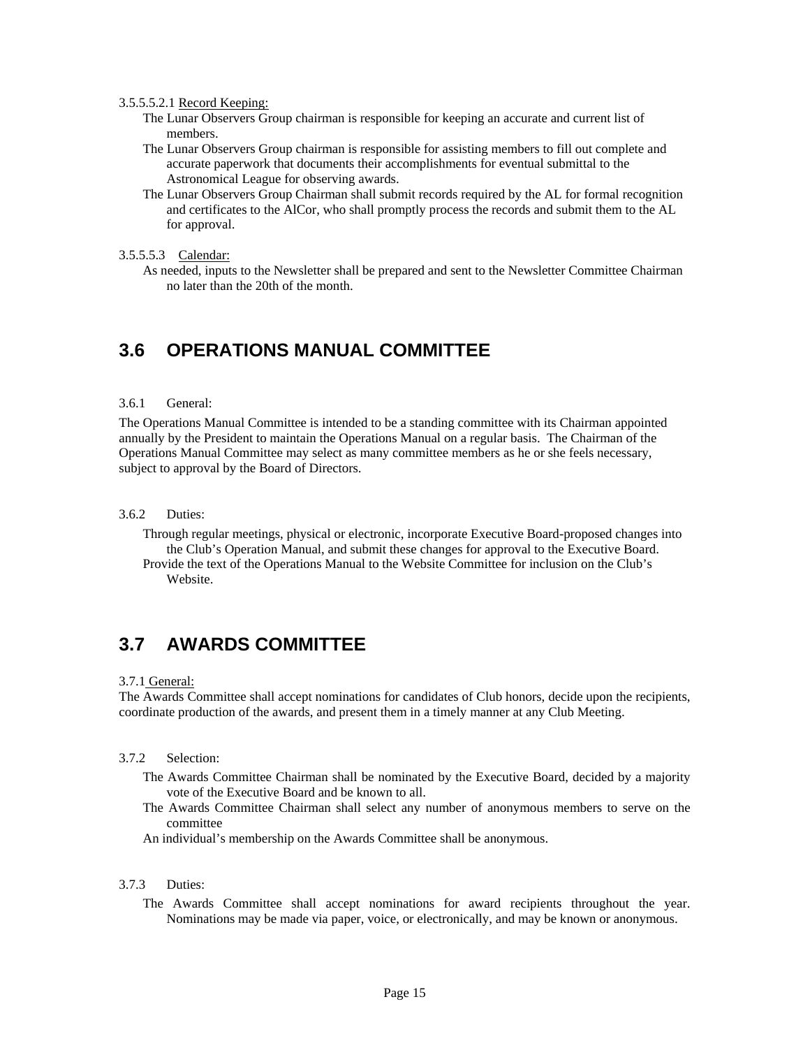3.5.5.5.2.1 Record Keeping:

The Lunar Observers Group chairman is responsible for keeping an accurate and current list of members.

The Lunar Observers Group chairman is responsible for assisting members to fill out complete and accurate paperwork that documents their accomplishments for eventual submittal to the Astronomical League for observing awards.

The Lunar Observers Group Chairman shall submit records required by the AL for formal recognition and certificates to the AlCor, who shall promptly process the records and submit them to the AL for approval.

3.5.5.5.3 Calendar:

As needed, inputs to the Newsletter shall be prepared and sent to the Newsletter Committee Chairman no later than the 20th of the month.

## 3.6 OPERATIONS MANUAL COMMITTEE

3.6.1 General:

The Operations Manual Committee is intended to be a standing committee with its Chairman appointed annually by the President to maintain the Operations Manual on a regular basis. The Chairman of the Operations Manual Committee may select as many committee members as he or she feels necessary, subject to approval by the Board of Directors.

3.6.2 Duties:

Through regular meetings, physical or electronic, incorporate Executive Board-proposed changes into the Club's Operation Manual, and submit these changes for approval to the Executive Board.

Provide the text of the Operations Manual to the Website Committee for inclusion on the Club's Website.

## 3.7 AWARDS COMMITTEE

3.7.1 General:

The Awards Committee shall accept nominations for candidates of Club honors, decide upon the recipients, coordinate production of the awards, and present them in a timely manner at any Club Meeting.

3.7.2 Selection:

The Awards Committee Chairman shall be nominated by the Executive Board, decided by a majority vote of the Executive Board and be known to all.

The Awards Committee Chairman shall select any number of anonymous members to serve on the committee

An individual's membership on the Awards Committee shall be anonymous.

3.7.3 Duties:

The Awards Committee shall accept nominations for award recipients throughout the year. Nominations may be made via paper, voice, or electronically, and may be known or anonymous.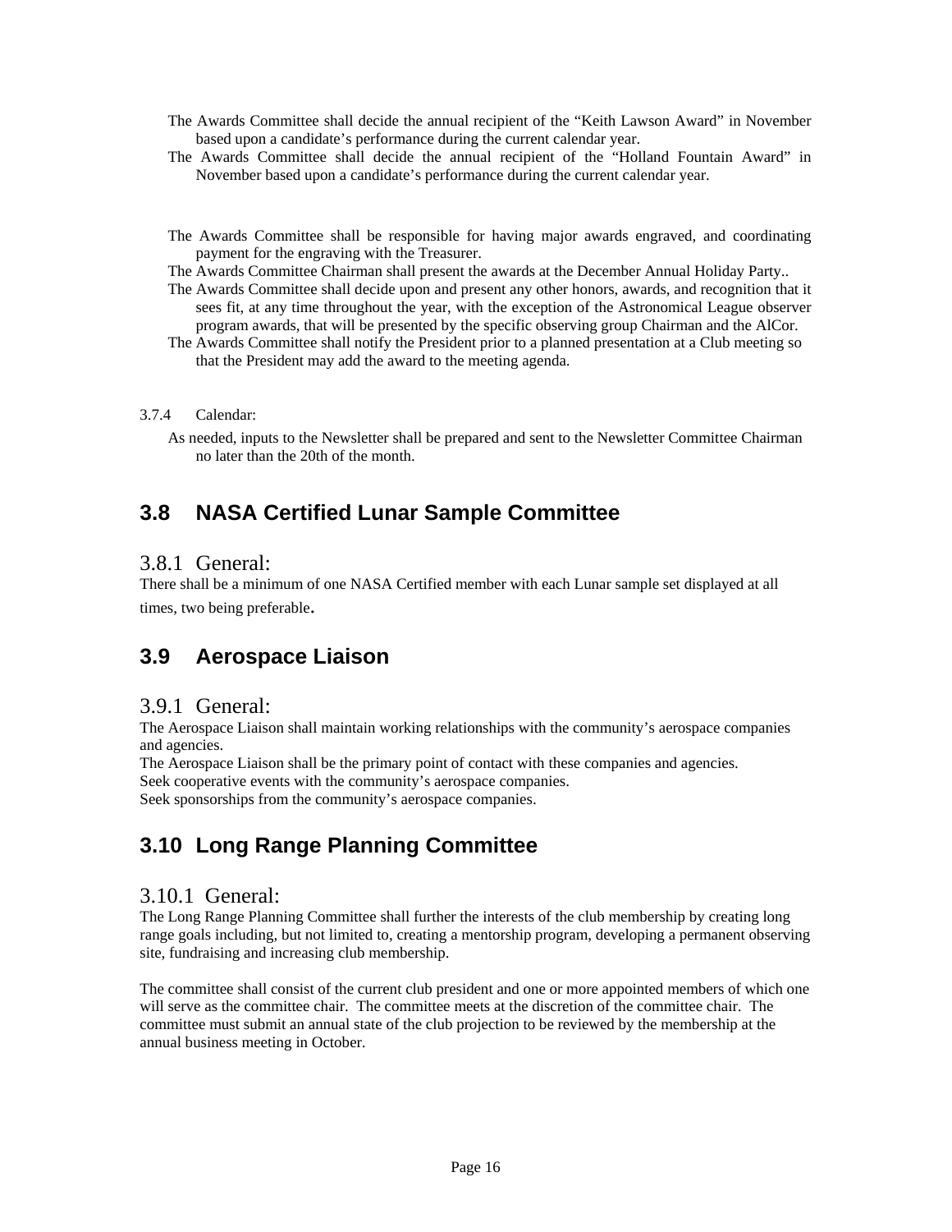The Awards Committee shall decide the annual recipient of the “Keith Lawson Award” in November based upon a candidate’s performance during the current calendar year.

The Awards Committee shall decide the annual recipient of the “Holland Fountain Award” in November based upon a candidate’s performance during the current calendar year.

The Awards Committee shall be responsible for having major awards engraved, and coordinating payment for the engraving with the Treasurer.

The Awards Committee Chairman shall present the awards at the December Annual Holiday Party..

The Awards Committee shall decide upon and present any other honors, awards, and recognition that it sees fit, at any time throughout the year, with the exception of the Astronomical League observer program awards, that will be presented by the specific observing group Chairman and the AlCor.

The Awards Committee shall notify the President prior to a planned presentation at a Club meeting so that the President may add the award to the meeting agenda.

3.7.4 Calendar:

As needed, inputs to the Newsletter shall be prepared and sent to the Newsletter Committee Chairman no later than the 20th of the month.

## 3.8 NASA Certified Lunar Sample Committee

### 3.8.1 General:

There shall be a minimum of one NASA Certified member with each Lunar sample set displayed at all times, two being preferable.

## 3.9 Aerospace Liaison

### 3.9.1 General:

The Aerospace Liaison shall maintain working relationships with the community’s aerospace companies and agencies.

The Aerospace Liaison shall be the primary point of contact with these companies and agencies.

Seek cooperative events with the community’s aerospace companies.

Seek sponsorships from the community’s aerospace companies.

## 3.10 Long Range Planning Committee

### 3.10.1 General:

The Long Range Planning Committee shall further the interests of the club membership by creating long range goals including, but not limited to, creating a mentorship program, developing a permanent observing site, fundraising and increasing club membership.

The committee shall consist of the current club president and one or more appointed members of which one will serve as the committee chair. The committee meets at the discretion of the committee chair. The committee must submit an annual state of the club projection to be reviewed by the membership at the annual business meeting in October.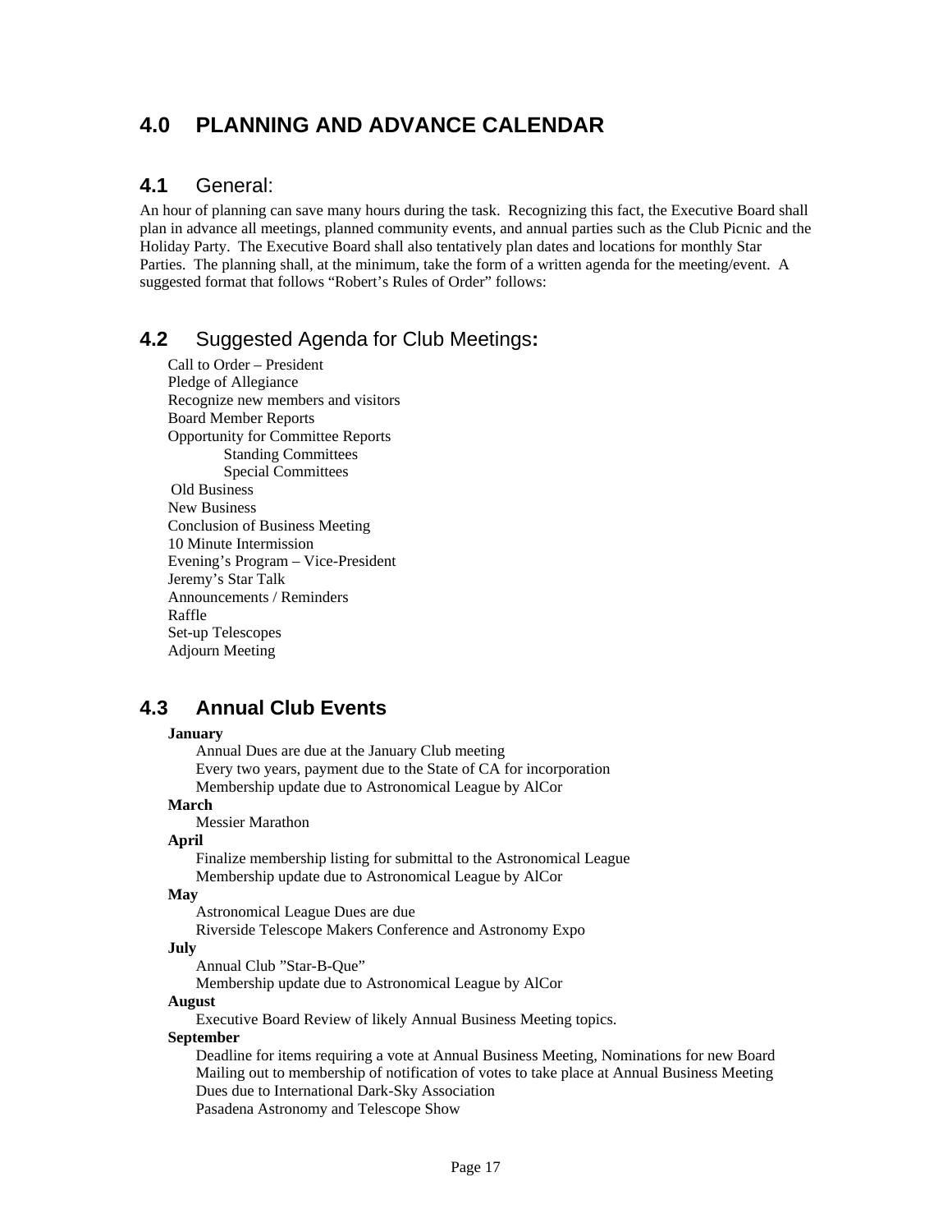# 4.0 PLANNING AND ADVANCE CALENDAR

## 4.1 General:

An hour of planning can save many hours during the task. Recognizing this fact, the Executive Board shall plan in advance all meetings, planned community events, and annual parties such as the Club Picnic and the Holiday Party. The Executive Board shall also tentatively plan dates and locations for monthly Star Parties. The planning shall, at the minimum, take the form of a written agenda for the meeting/event. A suggested format that follows "Robert's Rules of Order" follows:

## 4.2 Suggested Agenda for Club Meetings:

- Call to Order – President
- Pledge of Allegiance
- Recognize new members and visitors
- Board Member Reports
- Opportunity for Committee Reports
  - Standing Committees
  - Special Committees
- Old Business
- New Business
- Conclusion of Business Meeting
- 10 Minute Intermission
- Evening's Program – Vice-President
- Jeremy's Star Talk
- Announcements / Reminders
- Raffle
- Set-up Telescopes
- Adjourn Meeting

## 4.3 Annual Club Events

**January**

- Annual Dues are due at the January Club meeting
- Every two years, payment due to the State of CA for incorporation
- Membership update due to Astronomical League by AlCor

**March**

- Messier Marathon

**April**

- Finalize membership listing for submittal to the Astronomical League
- Membership update due to Astronomical League by AlCor

**May**

- Astronomical League Dues are due
- Riverside Telescope Makers Conference and Astronomy Expo

**July**

- Annual Club "Star-B-Que"
- Membership update due to Astronomical League by AlCor

**August**

- Executive Board Review of likely Annual Business Meeting topics.

**September**

- Deadline for items requiring a vote at Annual Business Meeting, Nominations for new Board
- Mailing out to membership of notification of votes to take place at Annual Business Meeting
- Dues due to International Dark-Sky Association
- Pasadena Astronomy and Telescope Show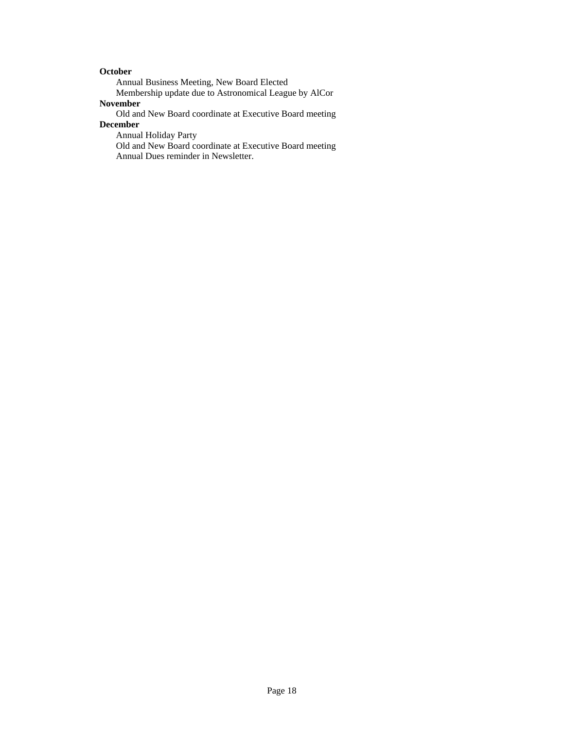**October**

Annual Business Meeting, New Board Elected
Membership update due to Astronomical League by AlCor

**November**

Old and New Board coordinate at Executive Board meeting

**December**

Annual Holiday Party
Old and New Board coordinate at Executive Board meeting
Annual Dues reminder in Newsletter.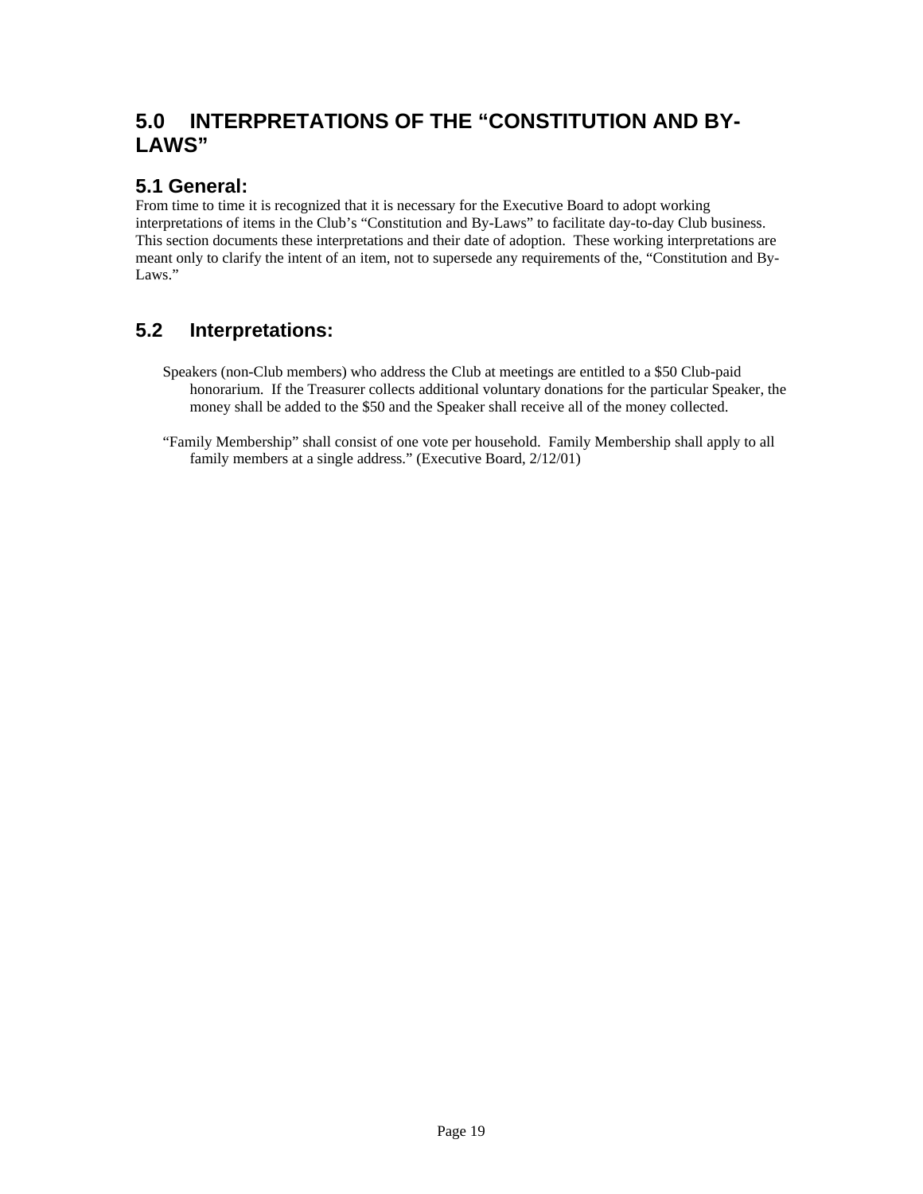# 5.0 INTERPRETATIONS OF THE "CONSTITUTION AND BY-LAWS"

## 5.1 General:

From time to time it is recognized that it is necessary for the Executive Board to adopt working interpretations of items in the Club's "Constitution and By-Laws" to facilitate day-to-day Club business. This section documents these interpretations and their date of adoption. These working interpretations are meant only to clarify the intent of an item, not to supersede any requirements of the, "Constitution and By-Laws."

## 5.2 Interpretations:

Speakers (non-Club members) who address the Club at meetings are entitled to a $50 Club-paid honorarium. If the Treasurer collects additional voluntary donations for the particular Speaker, the money shall be added to the $50 and the Speaker shall receive all of the money collected.

"Family Membership" shall consist of one vote per household. Family Membership shall apply to all family members at a single address." (Executive Board, 2/12/01)